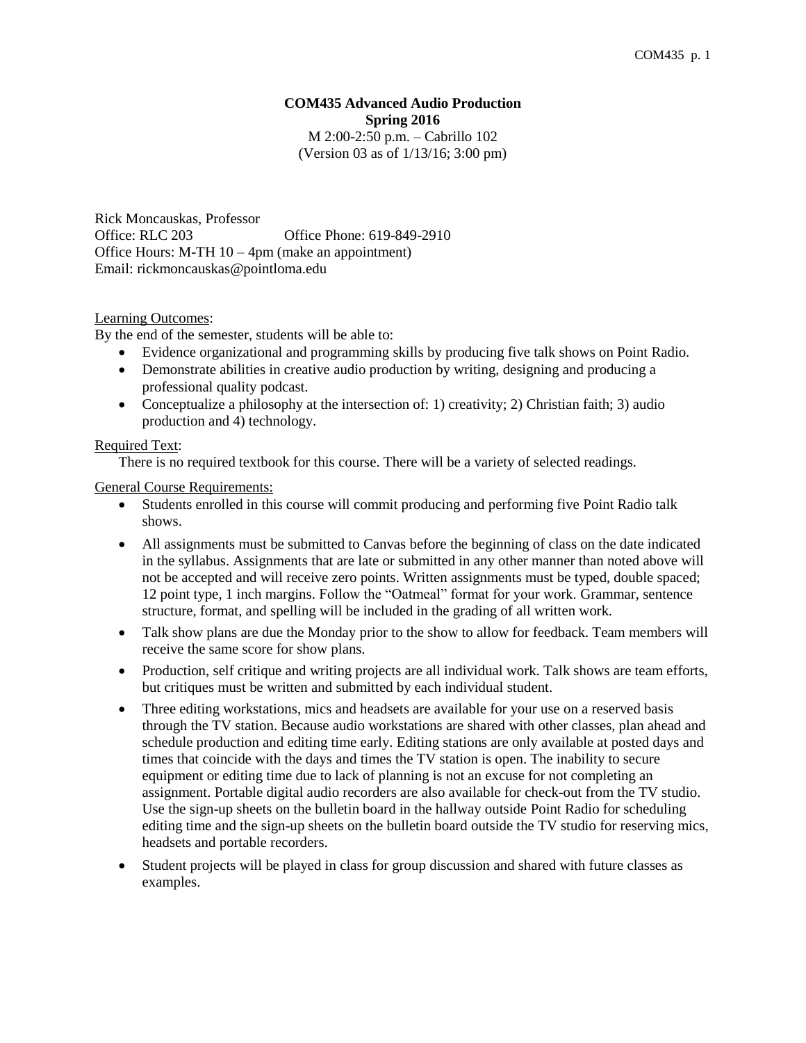**COM435 Advanced Audio Production**
**Spring 2016**
M 2:00-2:50 p.m. – Cabrillo 102
(Version 03 as of 1/13/16; 3:00 pm)

Rick Moncauskas, Professor
Office: RLC 203 Office Phone: 619-849-2910
Office Hours: M-TH 10 – 4pm (make an appointment)
Email: rickmoncauskas@pointloma.edu

<u>Learning Outcomes</u>:
By the end of the semester, students will be able to:

- Evidence organizational and programming skills by producing five talk shows on Point Radio.
- Demonstrate abilities in creative audio production by writing, designing and producing a professional quality podcast.
- Conceptualize a philosophy at the intersection of: 1) creativity; 2) Christian faith; 3) audio production and 4) technology.

<u>Required Text</u>:
There is no required textbook for this course. There will be a variety of selected readings.

<u>General Course Requirements:</u>

- Students enrolled in this course will commit producing and performing five Point Radio talk shows.
- All assignments must be submitted to Canvas before the beginning of class on the date indicated in the syllabus. Assignments that are late or submitted in any other manner than noted above will not be accepted and will receive zero points. Written assignments must be typed, double spaced; 12 point type, 1 inch margins. Follow the "Oatmeal" format for your work. Grammar, sentence structure, format, and spelling will be included in the grading of all written work.
- Talk show plans are due the Monday prior to the show to allow for feedback. Team members will receive the same score for show plans.
- Production, self critique and writing projects are all individual work. Talk shows are team efforts, but critiques must be written and submitted by each individual student.
- Three editing workstations, mics and headsets are available for your use on a reserved basis through the TV station. Because audio workstations are shared with other classes, plan ahead and schedule production and editing time early. Editing stations are only available at posted days and times that coincide with the days and times the TV station is open. The inability to secure equipment or editing time due to lack of planning is not an excuse for not completing an assignment. Portable digital audio recorders are also available for check-out from the TV studio. Use the sign-up sheets on the bulletin board in the hallway outside Point Radio for scheduling editing time and the sign-up sheets on the bulletin board outside the TV studio for reserving mics, headsets and portable recorders.
- Student projects will be played in class for group discussion and shared with future classes as examples.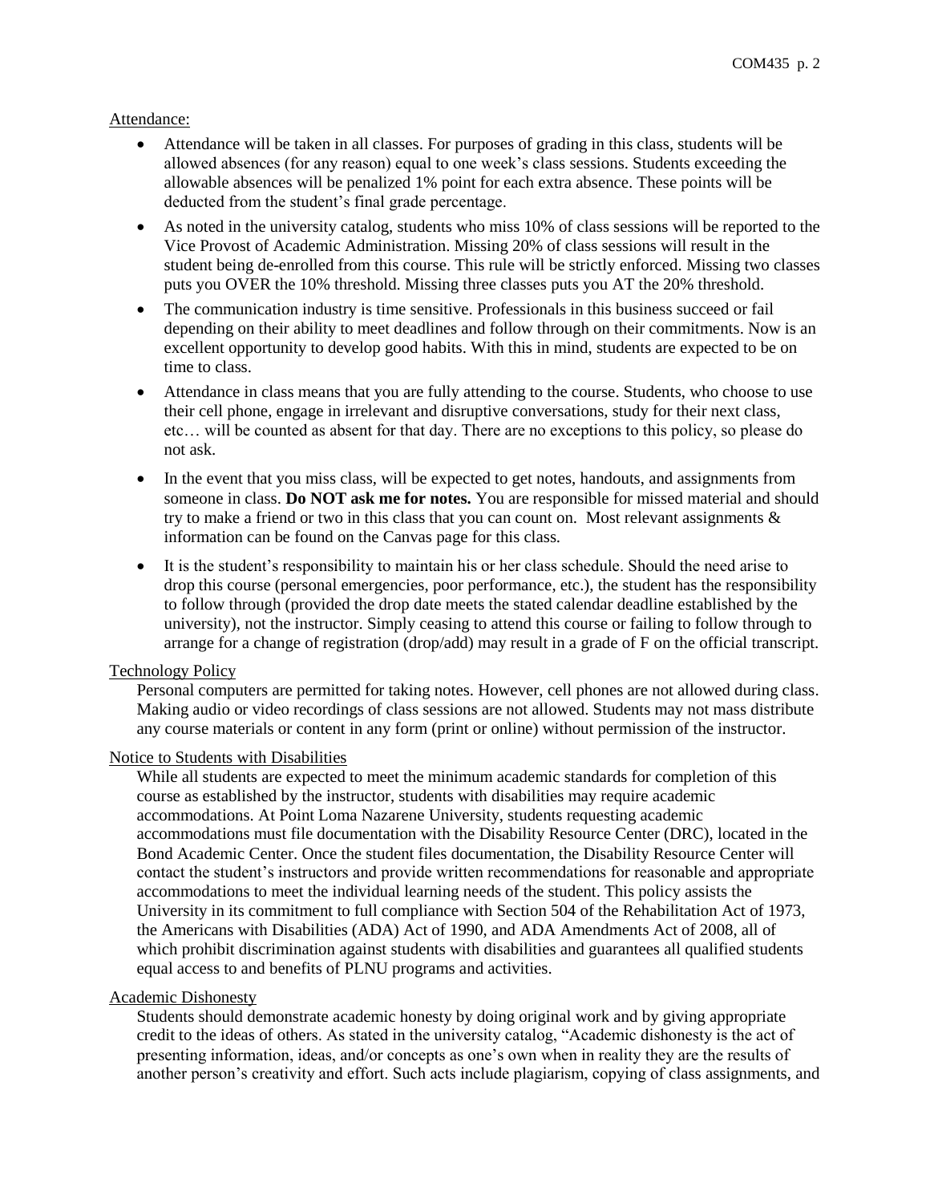Attendance:

- Attendance will be taken in all classes. For purposes of grading in this class, students will be allowed absences (for any reason) equal to one week's class sessions. Students exceeding the allowable absences will be penalized 1% point for each extra absence. These points will be deducted from the student's final grade percentage.
- As noted in the university catalog, students who miss 10% of class sessions will be reported to the Vice Provost of Academic Administration. Missing 20% of class sessions will result in the student being de-enrolled from this course. This rule will be strictly enforced. Missing two classes puts you OVER the 10% threshold. Missing three classes puts you AT the 20% threshold.
- The communication industry is time sensitive. Professionals in this business succeed or fail depending on their ability to meet deadlines and follow through on their commitments. Now is an excellent opportunity to develop good habits. With this in mind, students are expected to be on time to class.
- Attendance in class means that you are fully attending to the course. Students, who choose to use their cell phone, engage in irrelevant and disruptive conversations, study for their next class, etc… will be counted as absent for that day. There are no exceptions to this policy, so please do not ask.
- In the event that you miss class, will be expected to get notes, handouts, and assignments from someone in class. **Do NOT ask me for notes.** You are responsible for missed material and should try to make a friend or two in this class that you can count on. Most relevant assignments & information can be found on the Canvas page for this class.
- It is the student's responsibility to maintain his or her class schedule. Should the need arise to drop this course (personal emergencies, poor performance, etc.), the student has the responsibility to follow through (provided the drop date meets the stated calendar deadline established by the university), not the instructor. Simply ceasing to attend this course or failing to follow through to arrange for a change of registration (drop/add) may result in a grade of F on the official transcript.

Technology Policy

Personal computers are permitted for taking notes. However, cell phones are not allowed during class. Making audio or video recordings of class sessions are not allowed. Students may not mass distribute any course materials or content in any form (print or online) without permission of the instructor.

Notice to Students with Disabilities

While all students are expected to meet the minimum academic standards for completion of this course as established by the instructor, students with disabilities may require academic accommodations. At Point Loma Nazarene University, students requesting academic accommodations must file documentation with the Disability Resource Center (DRC), located in the Bond Academic Center. Once the student files documentation, the Disability Resource Center will contact the student's instructors and provide written recommendations for reasonable and appropriate accommodations to meet the individual learning needs of the student. This policy assists the University in its commitment to full compliance with Section 504 of the Rehabilitation Act of 1973, the Americans with Disabilities (ADA) Act of 1990, and ADA Amendments Act of 2008, all of which prohibit discrimination against students with disabilities and guarantees all qualified students equal access to and benefits of PLNU programs and activities.

Academic Dishonesty

Students should demonstrate academic honesty by doing original work and by giving appropriate credit to the ideas of others. As stated in the university catalog, "Academic dishonesty is the act of presenting information, ideas, and/or concepts as one's own when in reality they are the results of another person's creativity and effort. Such acts include plagiarism, copying of class assignments, and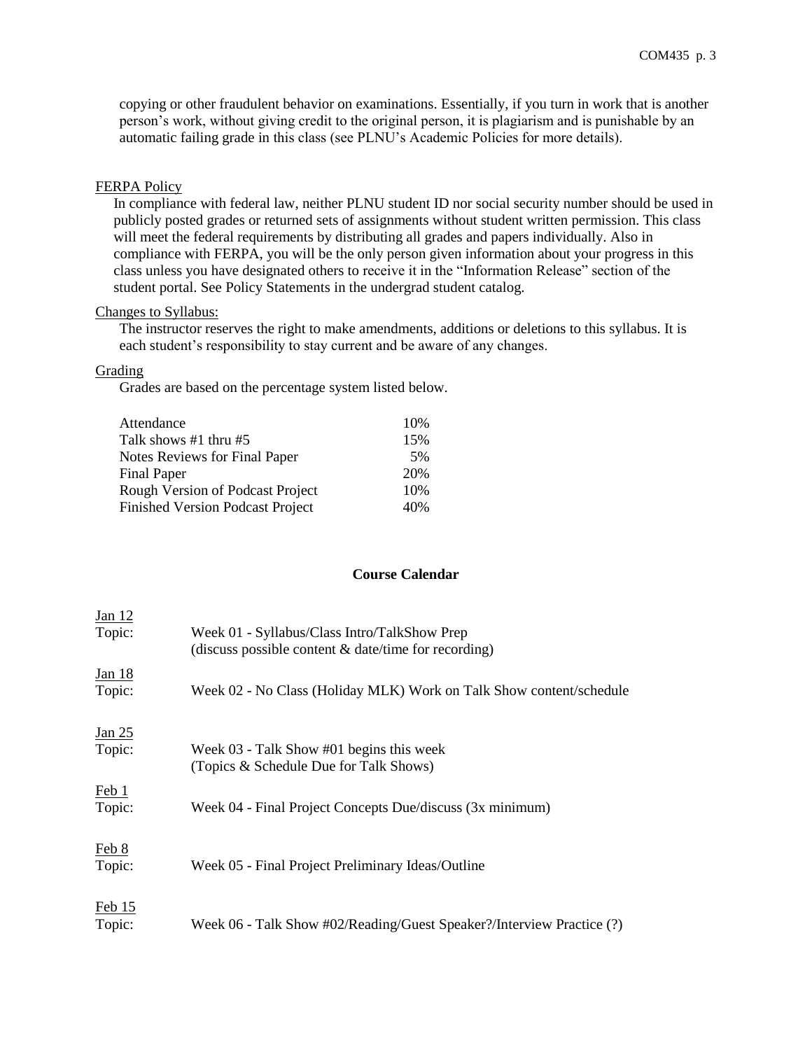copying or other fraudulent behavior on examinations. Essentially, if you turn in work that is another person's work, without giving credit to the original person, it is plagiarism and is punishable by an automatic failing grade in this class (see PLNU's Academic Policies for more details).

## FERPA Policy

In compliance with federal law, neither PLNU student ID nor social security number should be used in publicly posted grades or returned sets of assignments without student written permission. This class will meet the federal requirements by distributing all grades and papers individually. Also in compliance with FERPA, you will be the only person given information about your progress in this class unless you have designated others to receive it in the "Information Release" section of the student portal. See Policy Statements in the undergrad student catalog.

## Changes to Syllabus:

The instructor reserves the right to make amendments, additions or deletions to this syllabus. It is each student's responsibility to stay current and be aware of any changes.

## Grading

Grades are based on the percentage system listed below.

| Item | Percentage |
|---|---|
| Attendance | 10% |
| Talk shows #1 thru #5 | 15% |
| Notes Reviews for Final Paper | 5% |
| Final Paper | 20% |
| Rough Version of Podcast Project | 10% |
| Finished Version Podcast Project | 40% |

## Course Calendar

Jan 12
Topic: Week 01 - Syllabus/Class Intro/TalkShow Prep
(discuss possible content & date/time for recording)

Jan 18
Topic: Week 02 - No Class (Holiday MLK) Work on Talk Show content/schedule

Jan 25
Topic: Week 03 - Talk Show #01 begins this week
(Topics & Schedule Due for Talk Shows)

Feb 1
Topic: Week 04 - Final Project Concepts Due/discuss (3x minimum)

Feb 8
Topic: Week 05 - Final Project Preliminary Ideas/Outline

Feb 15
Topic: Week 06 - Talk Show #02/Reading/Guest Speaker?/Interview Practice (?)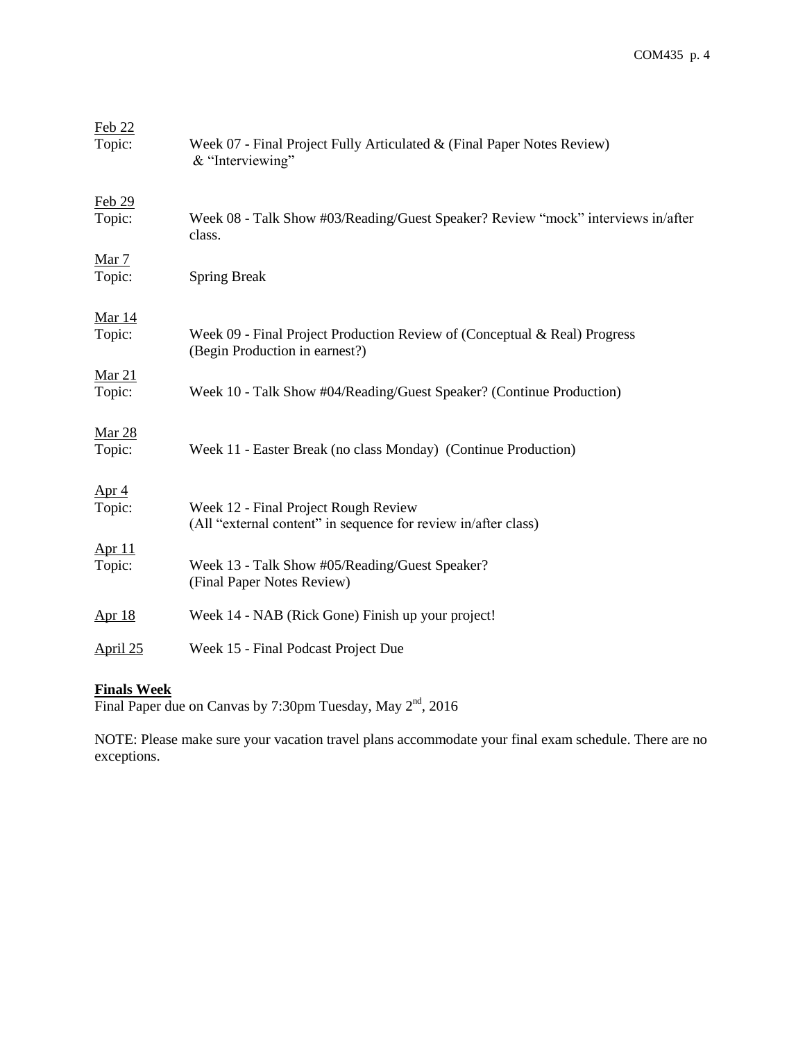Feb 22
Topic: Week 07 - Final Project Fully Articulated & (Final Paper Notes Review) & "Interviewing"

Feb 29
Topic: Week 08 - Talk Show #03/Reading/Guest Speaker? Review "mock" interviews in/after class.

Mar 7
Topic: Spring Break

Mar 14
Topic: Week 09 - Final Project Production Review of (Conceptual & Real) Progress (Begin Production in earnest?)

Mar 21
Topic: Week 10 - Talk Show #04/Reading/Guest Speaker? (Continue Production)

Mar 28
Topic: Week 11 - Easter Break (no class Monday) (Continue Production)

Apr 4
Topic: Week 12 - Final Project Rough Review (All "external content" in sequence for review in/after class)

Apr 11
Topic: Week 13 - Talk Show #05/Reading/Guest Speaker? (Final Paper Notes Review)

Apr 18 Week 14 - NAB (Rick Gone) Finish up your project!

April 25 Week 15 - Final Podcast Project Due

**Finals Week**

Final Paper due on Canvas by 7:30pm Tuesday, May 2nd, 2016

NOTE: Please make sure your vacation travel plans accommodate your final exam schedule. There are no exceptions.